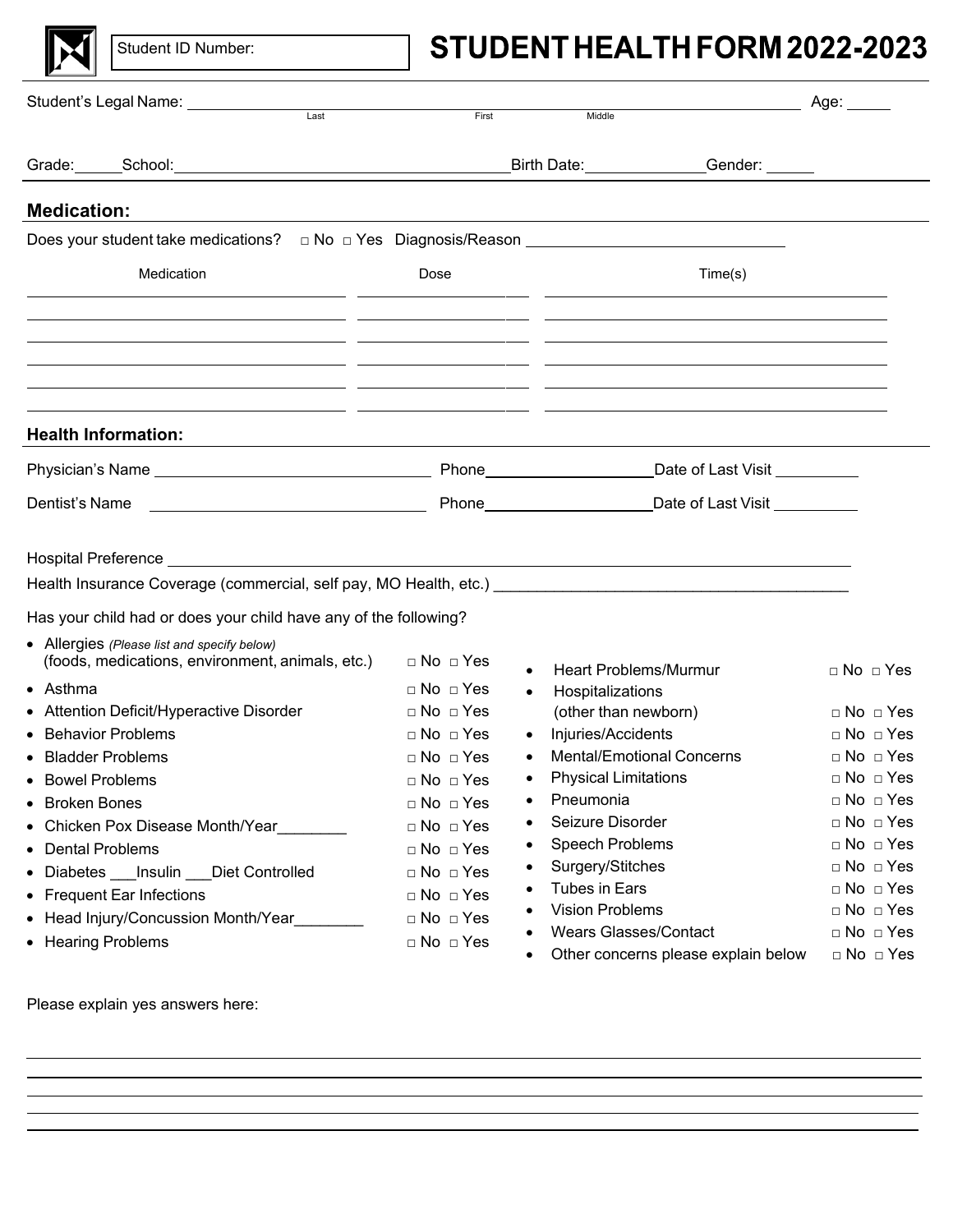Student ID Number:

# STUDENT HEALTH FORM 2022-2023

Student's Legal Name: ______________________________ (Last / First / Middle) Age: _____

Grade: _____ School: ______________________________ Birth Date: ______________ Gender: ______

## Medication:

Does your student take medications? □ No □ Yes Diagnosis/Reason ______________________________

| Medication | Dose | Time(s) |
|---|---|---|
| | | |
| | | |
| | | |
| | | |
| | | |
| | | |

## Health Information:

Physician's Name ______________________________ Phone ____________________ Date of Last Visit __________

Dentist's Name ______________________________ Phone ____________________ Date of Last Visit __________

Hospital Preference ______________________________________________________________

Health Insurance Coverage (commercial, self pay, MO Health, etc.) ______________________________

Has your child had or does your child have any of the following?

- Allergies *(Please list and specify below)* (foods, medications, environment, animals, etc.) □ No □ Yes
- Asthma □ No □ Yes
- Attention Deficit/Hyperactive Disorder □ No □ Yes
- Behavior Problems □ No □ Yes
- Bladder Problems □ No □ Yes
- Bowel Problems □ No □ Yes
- Broken Bones □ No □ Yes
- Chicken Pox Disease Month/Year________ □ No □ Yes
- Dental Problems □ No □ Yes
- Diabetes ___Insulin ___Diet Controlled □ No □ Yes
- Frequent Ear Infections □ No □ Yes
- Head Injury/Concussion Month/Year________ □ No □ Yes
- Hearing Problems □ No □ Yes
- Heart Problems/Murmur □ No □ Yes
- Hospitalizations (other than newborn) □ No □ Yes
- Injuries/Accidents □ No □ Yes
- Mental/Emotional Concerns □ No □ Yes
- Physical Limitations □ No □ Yes
- Pneumonia □ No □ Yes
- Seizure Disorder □ No □ Yes
- Speech Problems □ No □ Yes
- Surgery/Stitches □ No □ Yes
- Tubes in Ears □ No □ Yes
- Vision Problems □ No □ Yes
- Wears Glasses/Contact □ No □ Yes
- Other concerns please explain below □ No □ Yes

Please explain yes answers here:

______________________________________________________________

______________________________________________________________

______________________________________________________________

______________________________________________________________

______________________________________________________________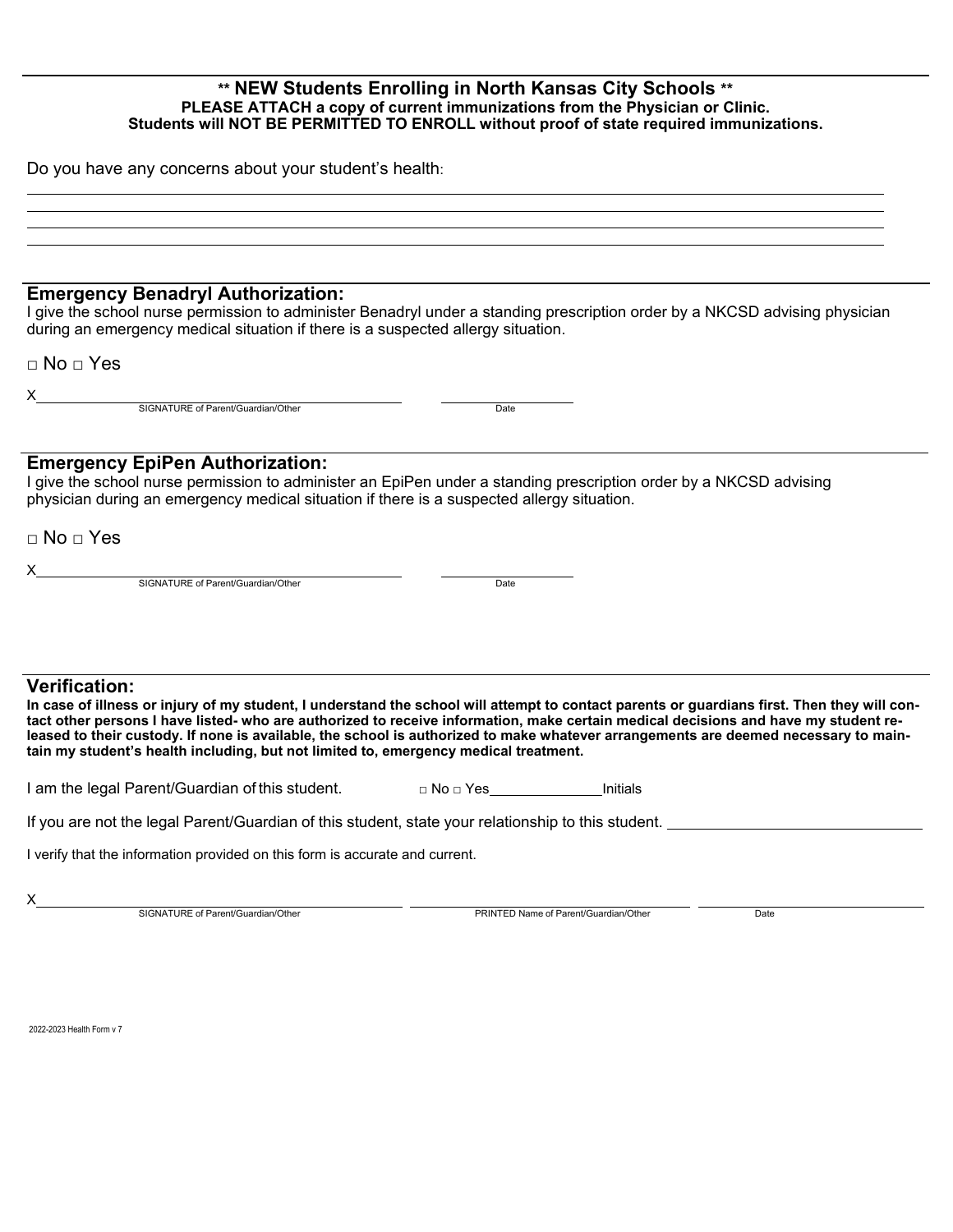**\*\* NEW Students Enrolling in North Kansas City Schools \*\***

**PLEASE ATTACH a copy of current immunizations from the Physician or Clinic.**
**Students will NOT BE PERMITTED TO ENROLL without proof of state required immunizations.**

Do you have any concerns about your student's health:

______________________________________________________________________________

______________________________________________________________________________

______________________________________________________________________________

______________________________________________________________________________

## Emergency Benadryl Authorization:

I give the school nurse permission to administer Benadryl under a standing prescription order by a NKCSD advising physician during an emergency medical situation if there is a suspected allergy situation.

□ No □ Yes

X______________________________________ ________________
SIGNATURE of Parent/Guardian/Other Date

## Emergency EpiPen Authorization:

I give the school nurse permission to administer an EpiPen under a standing prescription order by a NKCSD advising physician during an emergency medical situation if there is a suspected allergy situation.

□ No □ Yes

X______________________________________ ________________
SIGNATURE of Parent/Guardian/Other Date

## Verification:

**In case of illness or injury of my student, I understand the school will attempt to contact parents or guardians first. Then they will contact other persons I have listed- who are authorized to receive information, make certain medical decisions and have my student released to their custody. If none is available, the school is authorized to make whatever arrangements are deemed necessary to maintain my student's health including, but not limited to, emergency medical treatment.**

I am the legal Parent/Guardian of this student. □ No □ Yes______________Initials

If you are not the legal Parent/Guardian of this student, state your relationship to this student. ______________________________

I verify that the information provided on this form is accurate and current.

X______________________________________ ______________________________ ________________
SIGNATURE of Parent/Guardian/Other PRINTED Name of Parent/Guardian/Other Date

2022-2023 Health Form v 7